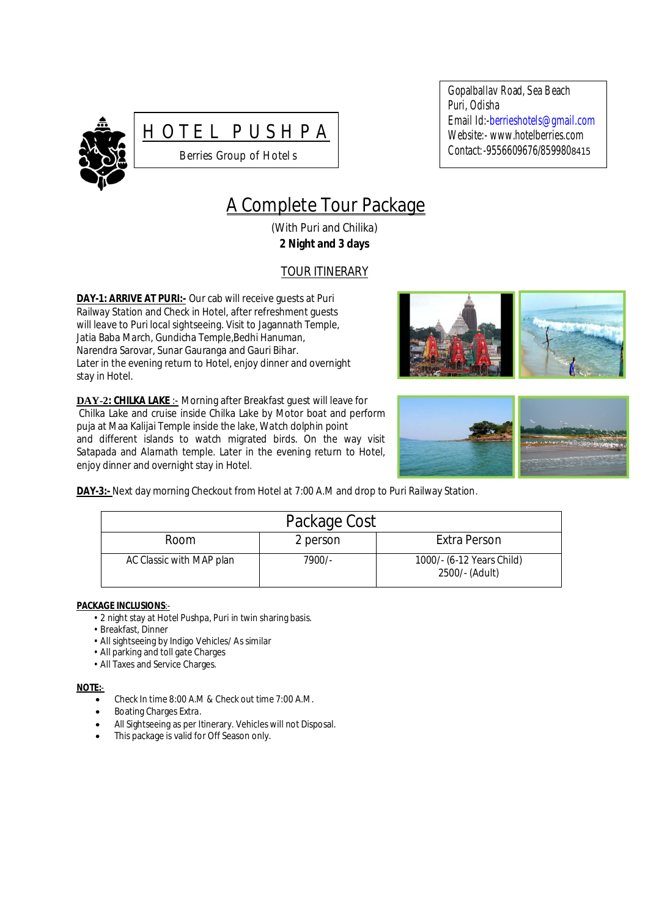# HOTEL PUSHPA

Berries Group of Hotels

Gopalballav Road, Sea Beach
Puri, Odisha
Email Id:-berrieshotels@gmail.com
Website:- www.hotelberries.com
Contact:-9556609676/8599808415

## A Complete Tour Package

(With Puri and Chilika)

**2 Night and 3 days**

### TOUR ITINERARY

**DAY-1: ARRIVE AT PURI:-** Our cab will receive guests at Puri Railway Station and Check in Hotel, after refreshment guests will leave to Puri local sightseeing. Visit to Jagannath Temple, Jatia Baba March, Gundicha Temple,Bedhi Hanuman, Narendra Sarovar, Sunar Gauranga and Gauri Bihar. Later in the evening return to Hotel, enjoy dinner and overnight stay in Hotel.

**DAY-2: CHILKA LAKE** :- Morning after Breakfast guest will leave for Chilka Lake and cruise inside Chilka Lake by Motor boat and perform puja at Maa Kalijai Temple inside the lake, Watch dolphin point and different islands to watch migrated birds. On the way visit Satapada and Alarnath temple. Later in the evening return to Hotel, enjoy dinner and overnight stay in Hotel.

**DAY-3:-** Next day morning Checkout from Hotel at 7:00 A.M and drop to Puri Railway Station.

| Package Cost | | |
|---|---|---|
| Room | 2 person | Extra Person |
| AC Classic with MAP plan | 7900/- | 1000/- (6-12 Years Child)<br>2500/- (Adult) |

**PACKAGE INCLUSIONS**:-

- 2 night stay at Hotel Pushpa, Puri in twin sharing basis.
- Breakfast, Dinner
- All sightseeing by Indigo Vehicles/ As similar
- All parking and toll gate Charges
- All Taxes and Service Charges.

**NOTE:-**

- Check In time 8:00 A.M & Check out time 7:00 A.M.
- Boating Charges Extra.
- All Sightseeing as per Itinerary. Vehicles will not Disposal.
- This package is valid for Off Season only.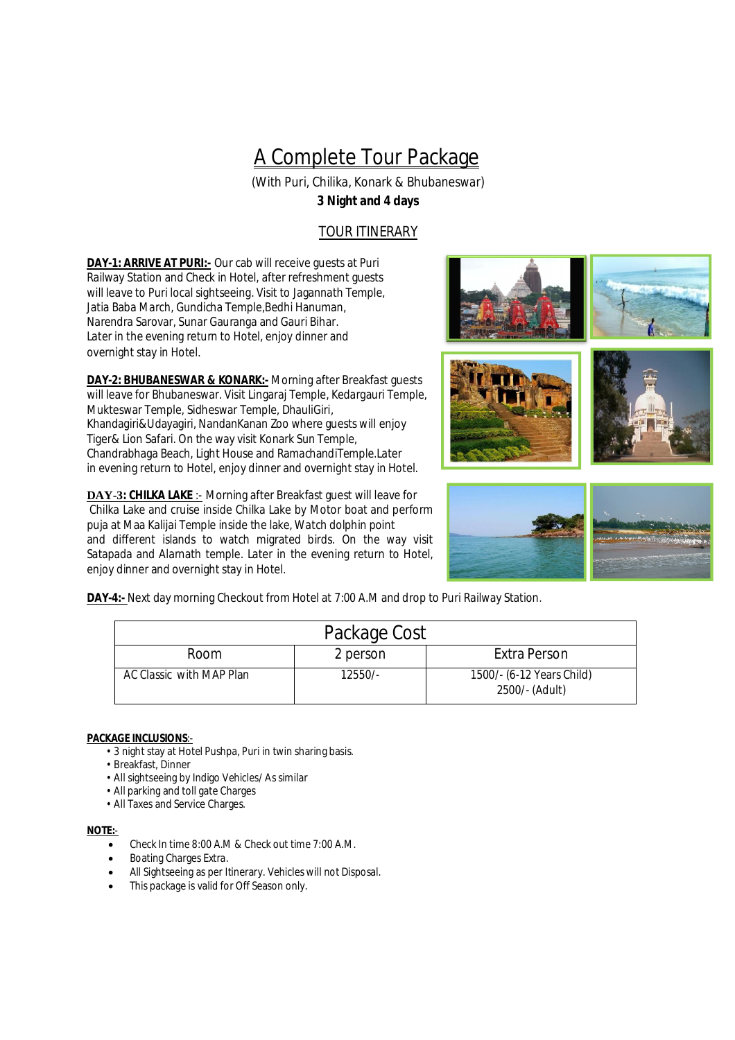# A Complete Tour Package

(With Puri, Chilika, Konark & Bhubaneswar)

**3 Night and 4 days**

## TOUR ITINERARY

**DAY-1: ARRIVE AT PURI:-** Our cab will receive guests at Puri Railway Station and Check in Hotel, after refreshment guests will leave to Puri local sightseeing. Visit to Jagannath Temple, Jatia Baba March, Gundicha Temple,Bedhi Hanuman, Narendra Sarovar, Sunar Gauranga and Gauri Bihar. Later in the evening return to Hotel, enjoy dinner and overnight stay in Hotel.

**DAY-2: BHUBANESWAR & KONARK:-** Morning after Breakfast guests will leave for Bhubaneswar. Visit Lingaraj Temple, Kedargauri Temple, Mukteswar Temple, Sidheswar Temple, DhauliGiri, Khandagiri&Udayagiri, NandanKanan Zoo where guests will enjoy Tiger& Lion Safari. On the way visit Konark Sun Temple, Chandrabhaga Beach, Light House and RamachandiTemple.Later in evening return to Hotel, enjoy dinner and overnight stay in Hotel.

**DAY-3: CHILKA LAKE** :- Morning after Breakfast guest will leave for Chilka Lake and cruise inside Chilka Lake by Motor boat and perform puja at Maa Kalijai Temple inside the lake, Watch dolphin point and different islands to watch migrated birds. On the way visit Satapada and Alarnath temple. Later in the evening return to Hotel, enjoy dinner and overnight stay in Hotel.

**DAY-4:-** Next day morning Checkout from Hotel at 7:00 A.M and drop to Puri Railway Station.

| Package Cost | | |
|---|---|---|
| Room | 2 person | Extra Person |
| AC Classic with MAP Plan | 12550/- | 1500/- (6-12 Years Child) 2500/- (Adult) |

**PACKAGE INCLUSIONS**:-

- 3 night stay at Hotel Pushpa, Puri in twin sharing basis.
- Breakfast, Dinner
- All sightseeing by Indigo Vehicles/ As similar
- All parking and toll gate Charges
- All Taxes and Service Charges.

**NOTE:-**

- Check In time 8:00 A.M & Check out time 7:00 A.M.
- Boating Charges Extra.
- All Sightseeing as per Itinerary. Vehicles will not Disposal.
- This package is valid for Off Season only.